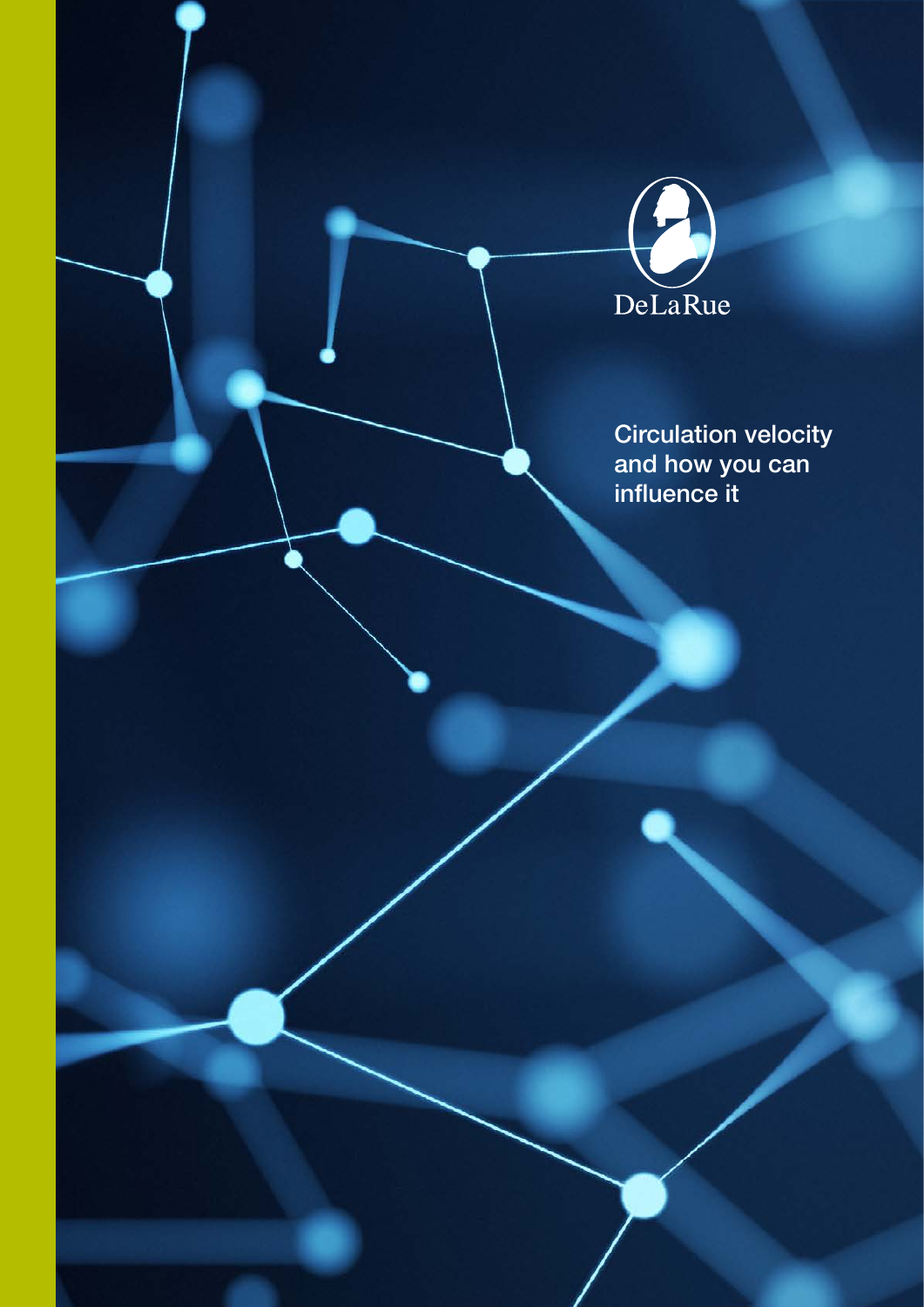DeLaRue

# Circulation velocity and how you can influence it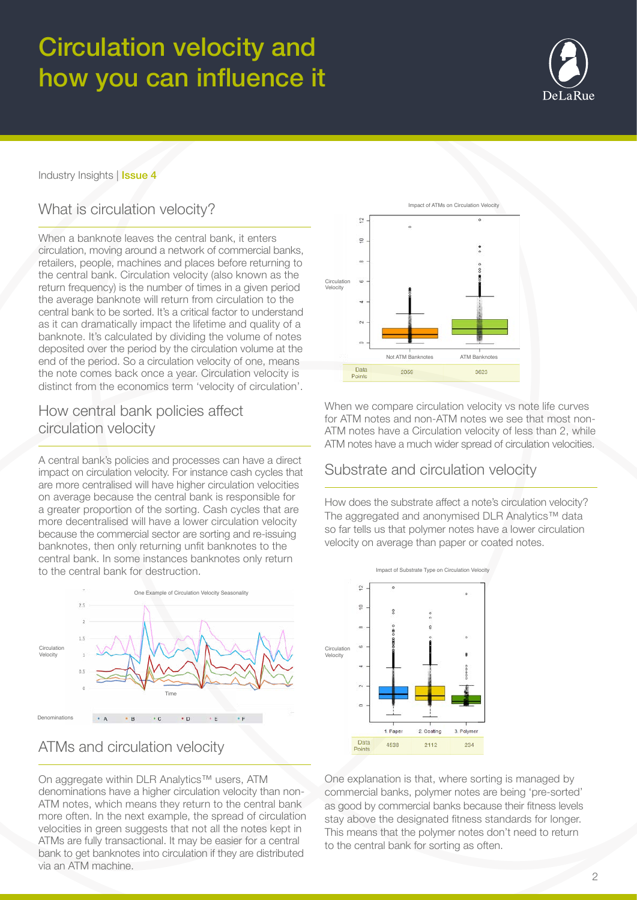# Circulation velocity and how you can influence it

Industry Insights | **Issue 4**

## What is circulation velocity?

When a banknote leaves the central bank, it enters circulation, moving around a network of commercial banks, retailers, people, machines and places before returning to the central bank. Circulation velocity (also known as the return frequency) is the number of times in a given period the average banknote will return from circulation to the central bank to be sorted. It's a critical factor to understand as it can dramatically impact the lifetime and quality of a banknote. It's calculated by dividing the volume of notes deposited over the period by the circulation volume at the end of the period. So a circulation velocity of one, means the note comes back once a year. Circulation velocity is distinct from the economics term 'velocity of circulation'.

## How central bank policies affect circulation velocity

A central bank's policies and processes can have a direct impact on circulation velocity. For instance cash cycles that are more centralised will have higher circulation velocities on average because the central bank is responsible for a greater proportion of the sorting. Cash cycles that are more decentralised will have a lower circulation velocity because the commercial sector are sorting and re-issuing banknotes, then only returning unfit banknotes to the central bank. In some instances banknotes only return to the central bank for destruction.

One Example of Circulation Velocity Seasonality

## ATMs and circulation velocity

On aggregate within DLR Analytics™ users, ATM denominations have a higher circulation velocity than non-ATM notes, which means they return to the central bank more often. In the next example, the spread of circulation velocities in green suggests that not all the notes kept in ATMs are fully transactional. It may be easier for a central bank to get banknotes into circulation if they are distributed via an ATM machine.

Impact of ATMs on Circulation Velocity

| | Not ATM Banknotes | ATM Banknotes |
|---|---|---|
| Data Points | 2059 | 3623 |

When we compare circulation velocity vs note life curves for ATM notes and non-ATM notes we see that most non-ATM notes have a Circulation velocity of less than 2, while ATM notes have a much wider spread of circulation velocities.

## Substrate and circulation velocity

How does the substrate affect a note's circulation velocity? The aggregated and anonymised DLR Analytics™ data so far tells us that polymer notes have a lower circulation velocity on average than paper or coated notes.

Impact of Substrate Type on Circulation Velocity

| | 1. Paper | 2. Coating | 3. Polymer |
|---|---|---|---|
| Data Points | 4538 | 2112 | 234 |

One explanation is that, where sorting is managed by commercial banks, polymer notes are being 'pre-sorted' as good by commercial banks because their fitness levels stay above the designated fitness standards for longer. This means that the polymer notes don't need to return to the central bank for sorting as often.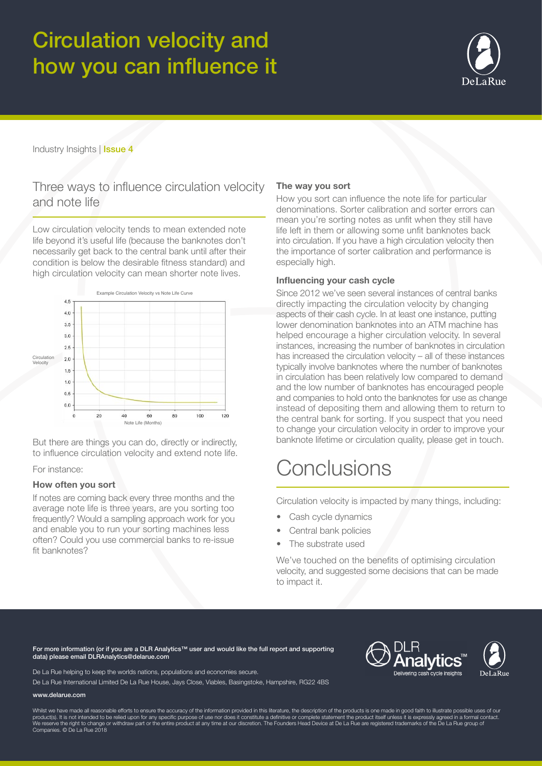# Circulation velocity and how you can influence it

Industry Insights | **Issue 4**

## Three ways to influence circulation velocity and note life

Low circulation velocity tends to mean extended note life beyond it's useful life (because the banknotes don't necessarily get back to the central bank until after their condition is below the desirable fitness standard) and high circulation velocity can mean shorter note lives.

Example Circulation Velocity vs Note Life Curve

Circulation Velocity

4.5
4.0
3.5
3.0
2.5
2.0
1.5
1.0
0.5
0.0

0 20 40 60 80 100 120

Note Life (Months)

But there are things you can do, directly or indirectly, to influence circulation velocity and extend note life.

For instance:

### How often you sort

If notes are coming back every three months and the average note life is three years, are you sorting too frequently? Would a sampling approach work for you and enable you to run your sorting machines less often? Could you use commercial banks to re-issue fit banknotes?

### The way you sort

How you sort can influence the note life for particular denominations. Sorter calibration and sorter errors can mean you're sorting notes as unfit when they still have life left in them or allowing some unfit banknotes back into circulation. If you have a high circulation velocity then the importance of sorter calibration and performance is especially high.

### Influencing your cash cycle

Since 2012 we've seen several instances of central banks directly impacting the circulation velocity by changing aspects of their cash cycle. In at least one instance, putting lower denomination banknotes into an ATM machine has helped encourage a higher circulation velocity. In several instances, increasing the number of banknotes in circulation has increased the circulation velocity – all of these instances typically involve banknotes where the number of banknotes in circulation has been relatively low compared to demand and the low number of banknotes has encouraged people and companies to hold onto the banknotes for use as change instead of depositing them and allowing them to return to the central bank for sorting. If you suspect that you need to change your circulation velocity in order to improve your banknote lifetime or circulation quality, please get in touch.

# Conclusions

Circulation velocity is impacted by many things, including:

- Cash cycle dynamics
- Central bank policies
- The substrate used

We've touched on the benefits of optimising circulation velocity, and suggested some decisions that can be made to impact it.

**For more information (or if you are a DLR Analytics™ user and would like the full report and supporting data) please email DLRAnalytics@delarue.com**

De La Rue helping to keep the worlds nations, populations and economies secure.

De La Rue International Limited De La Rue House, Jays Close, Viables, Basingstoke, Hampshire, RG22 4BS

**www.delarue.com**

DLR Analytics™ Delivering cash cycle insights

Whilst we have made all reasonable efforts to ensure the accuracy of the information provided in this literature, the description of the products is one made in good faith to illustrate possible uses of our product(s). It is not intended to be relied upon for any specific purpose of use nor does it constitute a definitive or complete statement the product itself unless it is expressly agreed in a formal contact. We reserve the right to change or withdraw part or the entire product at any time at our discretion. The Founders Head Device at De La Rue are registered trademarks of the De La Rue group of Companies. © De La Rue 2018